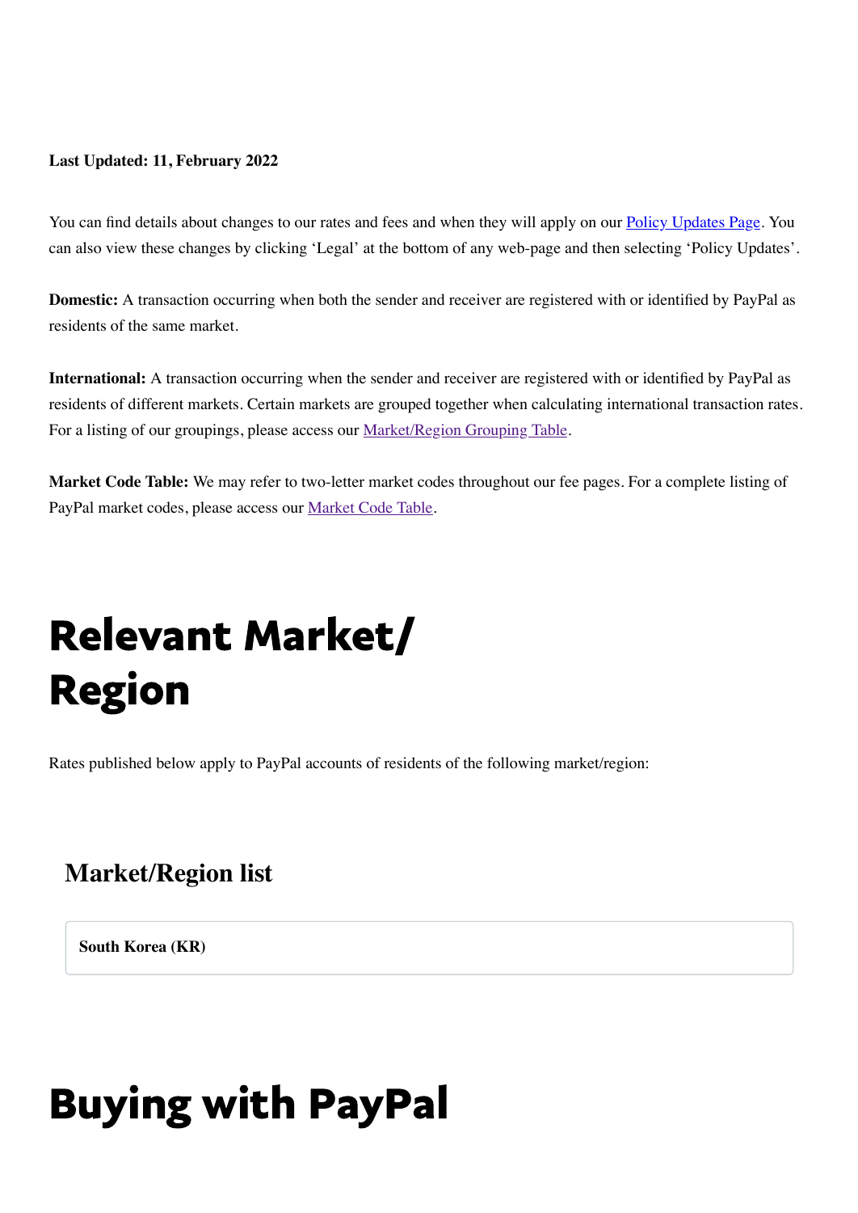**Last Updated: 11, February 2022**

You can find details about changes to our rates and fees and when they will apply on our Policy Updates Page. You can also view these changes by clicking 'Legal' at the bottom of any web-page and then selecting 'Policy Updates'.

**Domestic:** A transaction occurring when both the sender and receiver are registered with or identified by PayPal as residents of the same market.

**International:** A transaction occurring when the sender and receiver are registered with or identified by PayPal as residents of different markets. Certain markets are grouped together when calculating international transaction rates. For a listing of our groupings, please access our Market/Region Grouping Table.

**Market Code Table:** We may refer to two-letter market codes throughout our fee pages. For a complete listing of PayPal market codes, please access our Market Code Table.

# Relevant Market/ Region

Rates published below apply to PayPal accounts of residents of the following market/region:

## Market/Region list

**South Korea (KR)**

# Buying with PayPal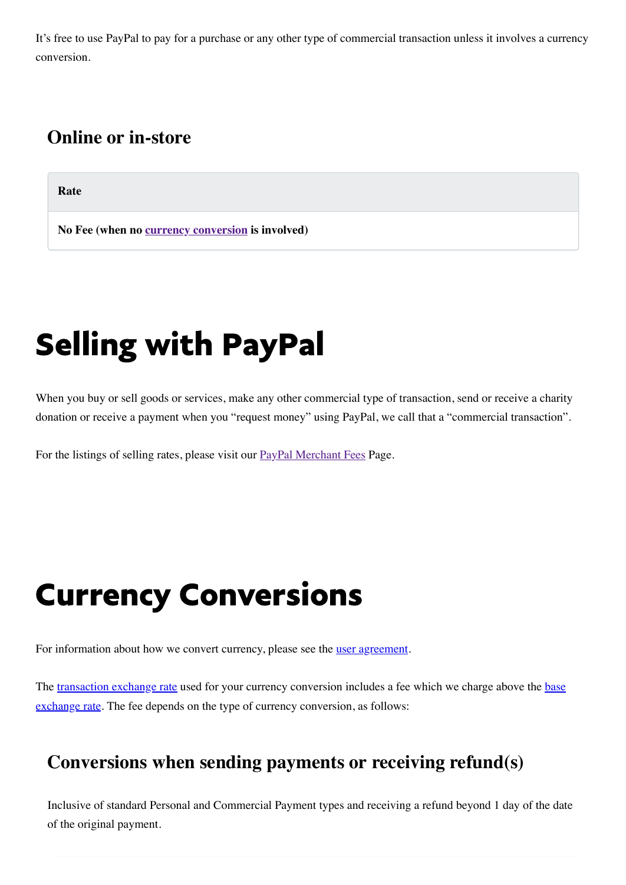It's free to use PayPal to pay for a purchase or any other type of commercial transaction unless it involves a currency conversion.

### Online or in-store

| Rate |
| --- |
| **No Fee (when no currency conversion is involved)** |

# Selling with PayPal

When you buy or sell goods or services, make any other commercial type of transaction, send or receive a charity donation or receive a payment when you "request money" using PayPal, we call that a "commercial transaction".

For the listings of selling rates, please visit our PayPal Merchant Fees Page.

# Currency Conversions

For information about how we convert currency, please see the user agreement.

The transaction exchange rate used for your currency conversion includes a fee which we charge above the base exchange rate. The fee depends on the type of currency conversion, as follows:

### Conversions when sending payments or receiving refund(s)

Inclusive of standard Personal and Commercial Payment types and receiving a refund beyond 1 day of the date of the original payment.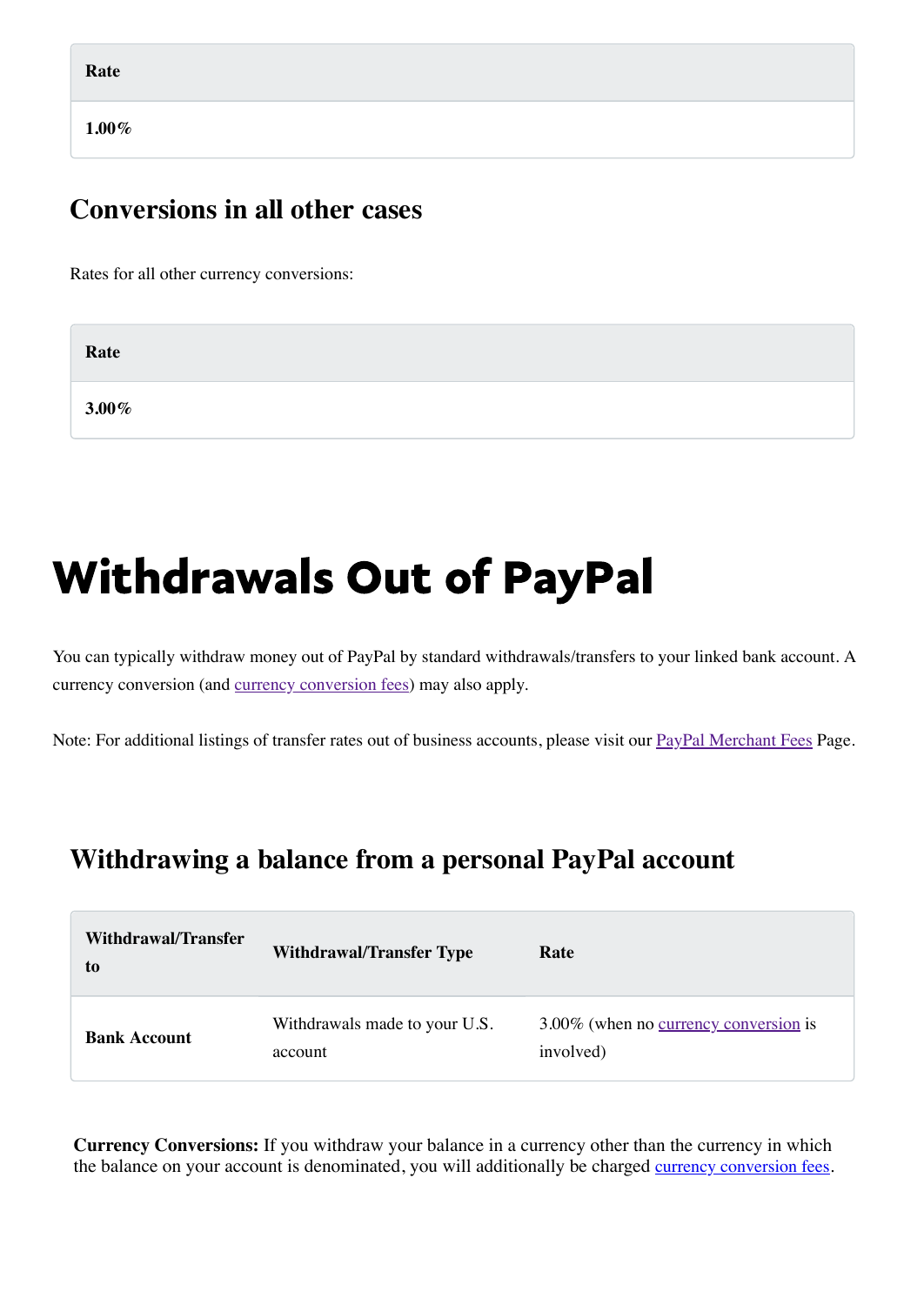| Rate |
| --- |
| **1.00%** |

## Conversions in all other cases

Rates for all other currency conversions:

| Rate |
| --- |
| **3.00%** |

# Withdrawals Out of PayPal

You can typically withdraw money out of PayPal by standard withdrawals/transfers to your linked bank account. A currency conversion (and currency conversion fees) may also apply.

Note: For additional listings of transfer rates out of business accounts, please visit our PayPal Merchant Fees Page.

## Withdrawing a balance from a personal PayPal account

| Withdrawal/Transfer to | Withdrawal/Transfer Type | Rate |
| --- | --- | --- |
| **Bank Account** | Withdrawals made to your U.S. account | 3.00% (when no currency conversion is involved) |

**Currency Conversions:** If you withdraw your balance in a currency other than the currency in which the balance on your account is denominated, you will additionally be charged currency conversion fees.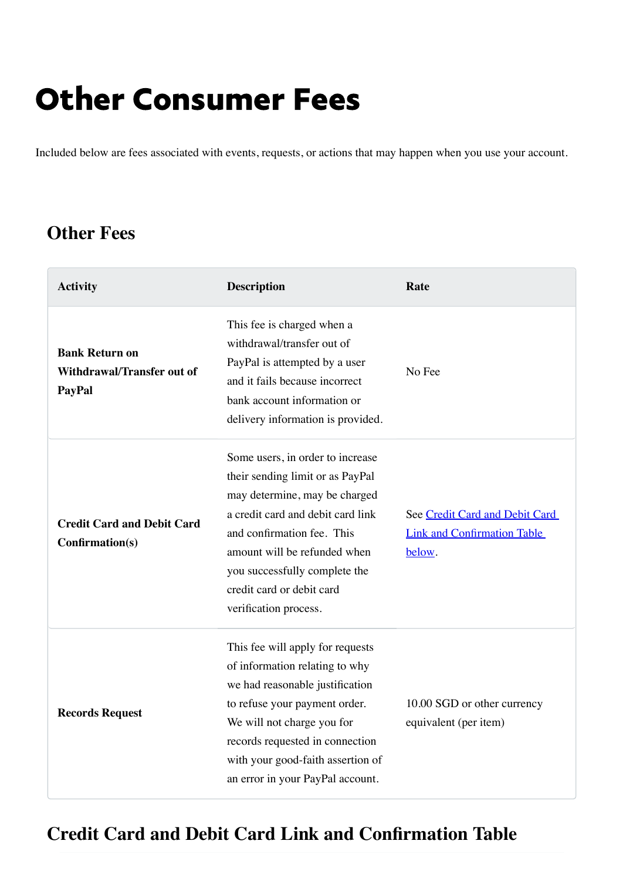# Other Consumer Fees

Included below are fees associated with events, requests, or actions that may happen when you use your account.

## Other Fees

| Activity | Description | Rate |
| --- | --- | --- |
| **Bank Return on Withdrawal/Transfer out of PayPal** | This fee is charged when a withdrawal/transfer out of PayPal is attempted by a user and it fails because incorrect bank account information or delivery information is provided. | No Fee |
| **Credit Card and Debit Card Confirmation(s)** | Some users, in order to increase their sending limit or as PayPal may determine, may be charged a credit card and debit card link and confirmation fee. This amount will be refunded when you successfully complete the credit card or debit card verification process. | See [Credit Card and Debit Card Link and Confirmation Table below](#credit-card-and-debit-card-link-and-confirmation-table). |
| **Records Request** | This fee will apply for requests of information relating to why we had reasonable justification to refuse your payment order. We will not charge you for records requested in connection with your good-faith assertion of an error in your PayPal account. | 10.00 SGD or other currency equivalent (per item) |

## Credit Card and Debit Card Link and Confirmation Table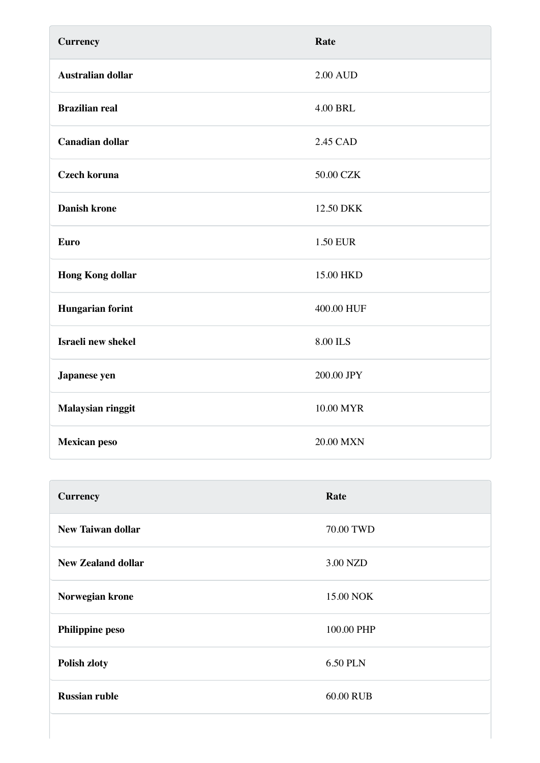| Currency | Rate |
| --- | --- |
| **Australian dollar** | 2.00 AUD |
| **Brazilian real** | 4.00 BRL |
| **Canadian dollar** | 2.45 CAD |
| **Czech koruna** | 50.00 CZK |
| **Danish krone** | 12.50 DKK |
| **Euro** | 1.50 EUR |
| **Hong Kong dollar** | 15.00 HKD |
| **Hungarian forint** | 400.00 HUF |
| **Israeli new shekel** | 8.00 ILS |
| **Japanese yen** | 200.00 JPY |
| **Malaysian ringgit** | 10.00 MYR |
| **Mexican peso** | 20.00 MXN |

| Currency | Rate |
| --- | --- |
| **New Taiwan dollar** | 70.00 TWD |
| **New Zealand dollar** | 3.00 NZD |
| **Norwegian krone** | 15.00 NOK |
| **Philippine peso** | 100.00 PHP |
| **Polish zloty** | 6.50 PLN |
| **Russian ruble** | 60.00 RUB |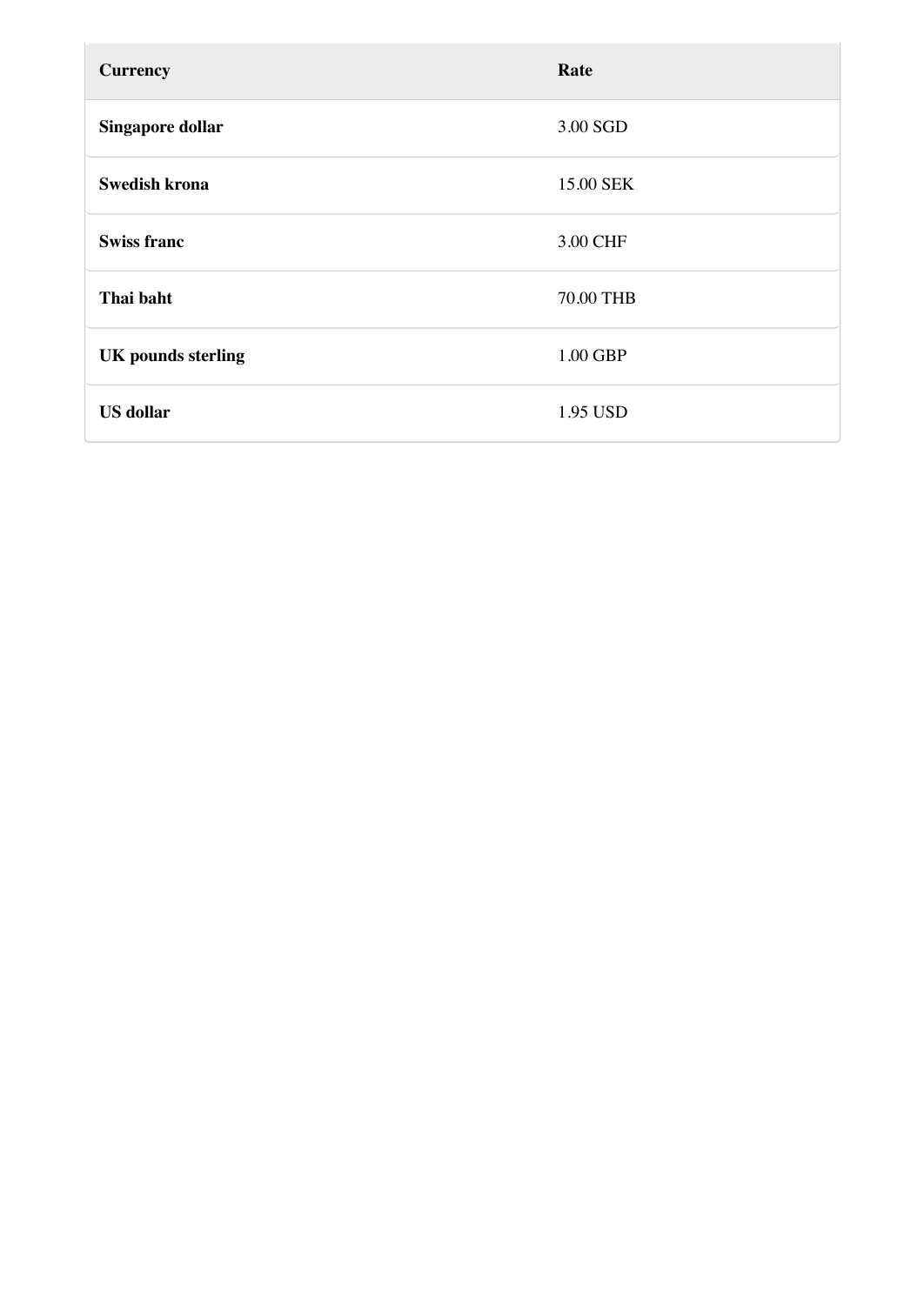| Currency | Rate |
| --- | --- |
| **Singapore dollar** | 3.00 SGD |
| **Swedish krona** | 15.00 SEK |
| **Swiss franc** | 3.00 CHF |
| **Thai baht** | 70.00 THB |
| **UK pounds sterling** | 1.00 GBP |
| **US dollar** | 1.95 USD |